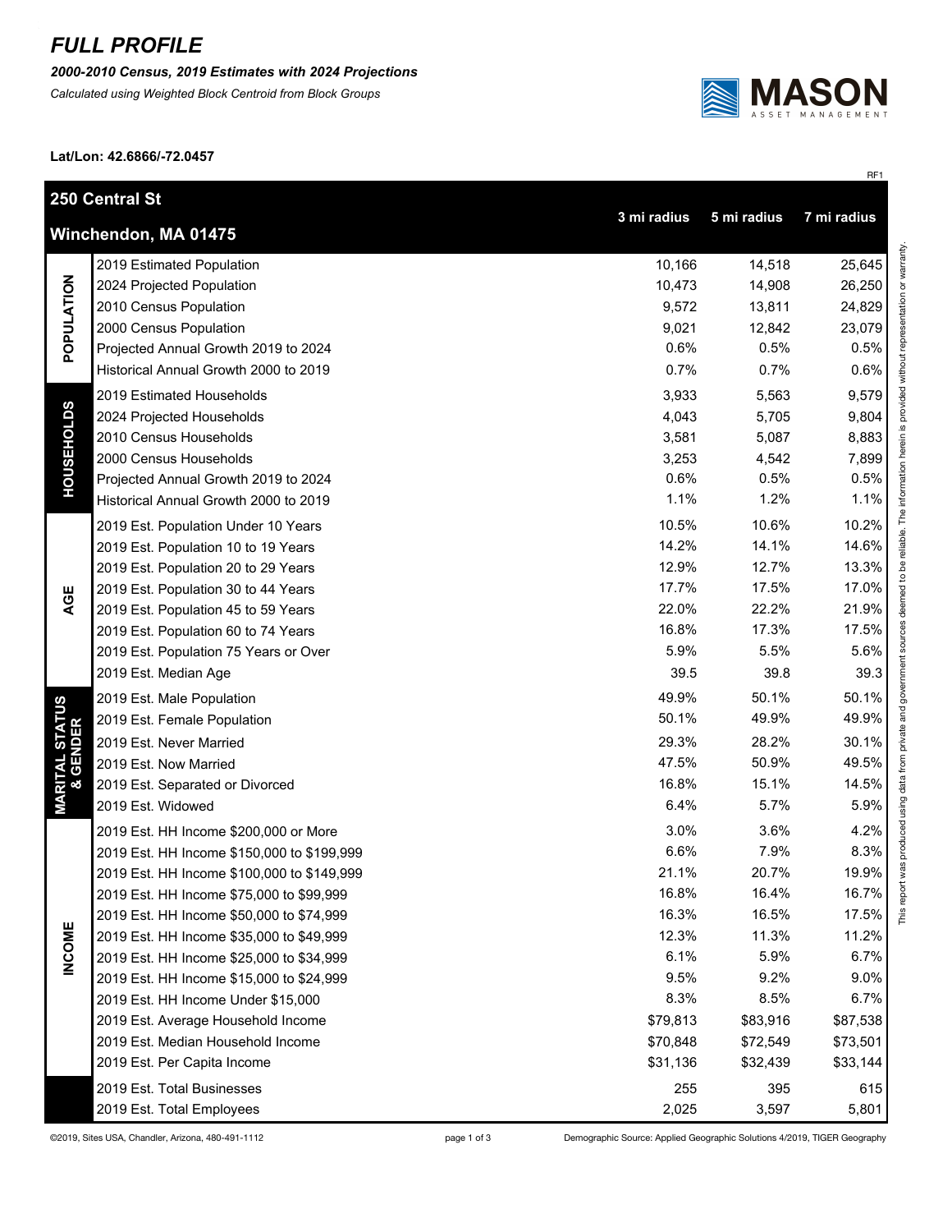# FULL PROFILE

***2000-2010 Census, 2019 Estimates with 2024 Projections***

*Calculated using Weighted Block Centroid from Block Groups*

MASON ASSET MANAGEMENT

**Lat/Lon: 42.6866/-72.0457**

RF1

## 250 Central St
## Winchendon, MA 01475

| Category | | 3 mi radius | 5 mi radius | 7 mi radius |
|---|---|---|---|---|
| POPULATION | 2019 Estimated Population | 10,166 | 14,518 | 25,645 |
| | 2024 Projected Population | 10,473 | 14,908 | 26,250 |
| | 2010 Census Population | 9,572 | 13,811 | 24,829 |
| | 2000 Census Population | 9,021 | 12,842 | 23,079 |
| | Projected Annual Growth 2019 to 2024 | 0.6% | 0.5% | 0.5% |
| | Historical Annual Growth 2000 to 2019 | 0.7% | 0.7% | 0.6% |
| HOUSEHOLDS | 2019 Estimated Households | 3,933 | 5,563 | 9,579 |
| | 2024 Projected Households | 4,043 | 5,705 | 9,804 |
| | 2010 Census Households | 3,581 | 5,087 | 8,883 |
| | 2000 Census Households | 3,253 | 4,542 | 7,899 |
| | Projected Annual Growth 2019 to 2024 | 0.6% | 0.5% | 0.5% |
| | Historical Annual Growth 2000 to 2019 | 1.1% | 1.2% | 1.1% |
| AGE | 2019 Est. Population Under 10 Years | 10.5% | 10.6% | 10.2% |
| | 2019 Est. Population 10 to 19 Years | 14.2% | 14.1% | 14.6% |
| | 2019 Est. Population 20 to 29 Years | 12.9% | 12.7% | 13.3% |
| | 2019 Est. Population 30 to 44 Years | 17.7% | 17.5% | 17.0% |
| | 2019 Est. Population 45 to 59 Years | 22.0% | 22.2% | 21.9% |
| | 2019 Est. Population 60 to 74 Years | 16.8% | 17.3% | 17.5% |
| | 2019 Est. Population 75 Years or Over | 5.9% | 5.5% | 5.6% |
| | 2019 Est. Median Age | 39.5 | 39.8 | 39.3 |
| MARITAL STATUS & GENDER | 2019 Est. Male Population | 49.9% | 50.1% | 50.1% |
| | 2019 Est. Female Population | 50.1% | 49.9% | 49.9% |
| | 2019 Est. Never Married | 29.3% | 28.2% | 30.1% |
| | 2019 Est. Now Married | 47.5% | 50.9% | 49.5% |
| | 2019 Est. Separated or Divorced | 16.8% | 15.1% | 14.5% |
| | 2019 Est. Widowed | 6.4% | 5.7% | 5.9% |
| INCOME | 2019 Est. HH Income $200,000 or More | 3.0% | 3.6% | 4.2% |
| | 2019 Est. HH Income $150,000 to $199,999 | 6.6% | 7.9% | 8.3% |
| | 2019 Est. HH Income $100,000 to $149,999 | 21.1% | 20.7% | 19.9% |
| | 2019 Est. HH Income $75,000 to $99,999 | 16.8% | 16.4% | 16.7% |
| | 2019 Est. HH Income $50,000 to $74,999 | 16.3% | 16.5% | 17.5% |
| | 2019 Est. HH Income $35,000 to $49,999 | 12.3% | 11.3% | 11.2% |
| | 2019 Est. HH Income $25,000 to $34,999 | 6.1% | 5.9% | 6.7% |
| | 2019 Est. HH Income $15,000 to $24,999 | 9.5% | 9.2% | 9.0% |
| | 2019 Est. HH Income Under $15,000 | 8.3% | 8.5% | 6.7% |
| | 2019 Est. Average Household Income | $79,813 | $83,916 | $87,538 |
| | 2019 Est. Median Household Income | $70,848 | $72,549 | $73,501 |
| | 2019 Est. Per Capita Income | $31,136 | $32,439 | $33,144 |
| | 2019 Est. Total Businesses | 255 | 395 | 615 |
| | 2019 Est. Total Employees | 2,025 | 3,597 | 5,801 |

This report was produced using data from private and government sources deemed to be reliable. The information herein is provided without representation or warranty.

©2019, Sites USA, Chandler, Arizona, 480-491-1112

Demographic Source: Applied Geographic Solutions 4/2019, TIGER Geography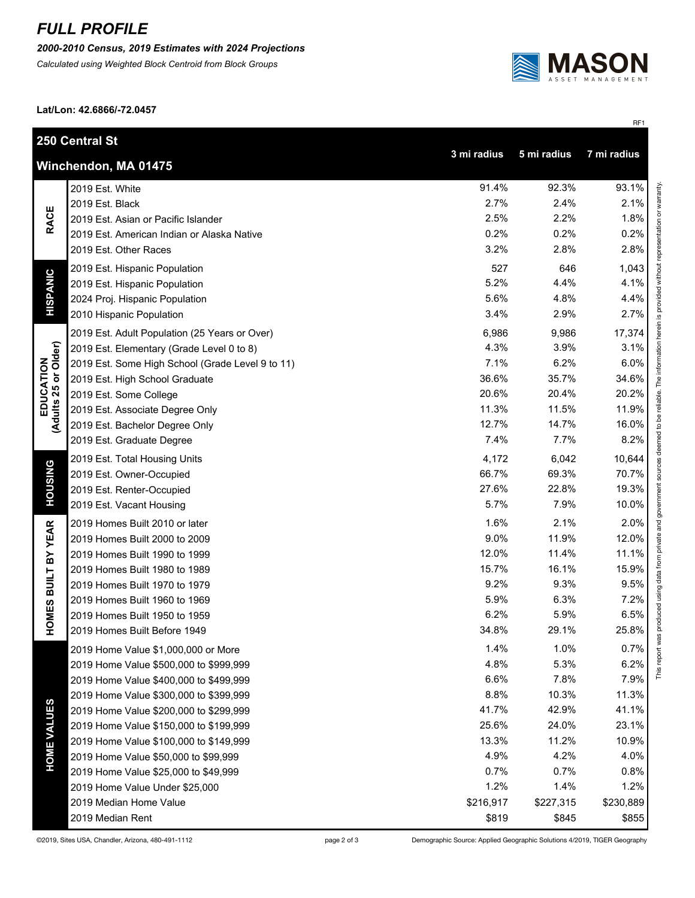# *FULL PROFILE*

***2000-2010 Census, 2019 Estimates with 2024 Projections***

*Calculated using Weighted Block Centroid from Block Groups*

**Lat/Lon: 42.6866/-72.0457**

RF1

| **250 Central St<br>Winchendon, MA 01475** | | **3 mi radius** | **5 mi radius** | **7 mi radius** |
|---|---|---|---|---|
| **RACE** | 2019 Est. White | 91.4% | 92.3% | 93.1% |
| | 2019 Est. Black | 2.7% | 2.4% | 2.1% |
| | 2019 Est. Asian or Pacific Islander | 2.5% | 2.2% | 1.8% |
| | 2019 Est. American Indian or Alaska Native | 0.2% | 0.2% | 0.2% |
| | 2019 Est. Other Races | 3.2% | 2.8% | 2.8% |
| **HISPANIC** | 2019 Est. Hispanic Population | 527 | 646 | 1,043 |
| | 2019 Est. Hispanic Population | 5.2% | 4.4% | 4.1% |
| | 2024 Proj. Hispanic Population | 5.6% | 4.8% | 4.4% |
| | 2010 Hispanic Population | 3.4% | 2.9% | 2.7% |
| **EDUCATION (Adults 25 or Older)** | 2019 Est. Adult Population (25 Years or Over) | 6,986 | 9,986 | 17,374 |
| | 2019 Est. Elementary (Grade Level 0 to 8) | 4.3% | 3.9% | 3.1% |
| | 2019 Est. Some High School (Grade Level 9 to 11) | 7.1% | 6.2% | 6.0% |
| | 2019 Est. High School Graduate | 36.6% | 35.7% | 34.6% |
| | 2019 Est. Some College | 20.6% | 20.4% | 20.2% |
| | 2019 Est. Associate Degree Only | 11.3% | 11.5% | 11.9% |
| | 2019 Est. Bachelor Degree Only | 12.7% | 14.7% | 16.0% |
| | 2019 Est. Graduate Degree | 7.4% | 7.7% | 8.2% |
| **HOUSING** | 2019 Est. Total Housing Units | 4,172 | 6,042 | 10,644 |
| | 2019 Est. Owner-Occupied | 66.7% | 69.3% | 70.7% |
| | 2019 Est. Renter-Occupied | 27.6% | 22.8% | 19.3% |
| | 2019 Est. Vacant Housing | 5.7% | 7.9% | 10.0% |
| **HOMES BUILT BY YEAR** | 2019 Homes Built 2010 or later | 1.6% | 2.1% | 2.0% |
| | 2019 Homes Built 2000 to 2009 | 9.0% | 11.9% | 12.0% |
| | 2019 Homes Built 1990 to 1999 | 12.0% | 11.4% | 11.1% |
| | 2019 Homes Built 1980 to 1989 | 15.7% | 16.1% | 15.9% |
| | 2019 Homes Built 1970 to 1979 | 9.2% | 9.3% | 9.5% |
| | 2019 Homes Built 1960 to 1969 | 5.9% | 6.3% | 7.2% |
| | 2019 Homes Built 1950 to 1959 | 6.2% | 5.9% | 6.5% |
| | 2019 Homes Built Before 1949 | 34.8% | 29.1% | 25.8% |
| **HOME VALUES** | 2019 Home Value $1,000,000 or More | 1.4% | 1.0% | 0.7% |
| | 2019 Home Value $500,000 to $999,999 | 4.8% | 5.3% | 6.2% |
| | 2019 Home Value $400,000 to $499,999 | 6.6% | 7.8% | 7.9% |
| | 2019 Home Value $300,000 to $399,999 | 8.8% | 10.3% | 11.3% |
| | 2019 Home Value $200,000 to $299,999 | 41.7% | 42.9% | 41.1% |
| | 2019 Home Value $150,000 to $199,999 | 25.6% | 24.0% | 23.1% |
| | 2019 Home Value $100,000 to $149,999 | 13.3% | 11.2% | 10.9% |
| | 2019 Home Value $50,000 to $99,999 | 4.9% | 4.2% | 4.0% |
| | 2019 Home Value $25,000 to $49,999 | 0.7% | 0.7% | 0.8% |
| | 2019 Home Value Under $25,000 | 1.2% | 1.4% | 1.2% |
| | 2019 Median Home Value | $216,917 | $227,315 | $230,889 |
| | 2019 Median Rent | $819 | $845 | $855 |

This report was produced using data from private and government sources deemed to be reliable. The information herein is provided without representation or warranty.

©2019, Sites USA, Chandler, Arizona, 480-491-1112

Demographic Source: Applied Geographic Solutions 4/2019, TIGER Geography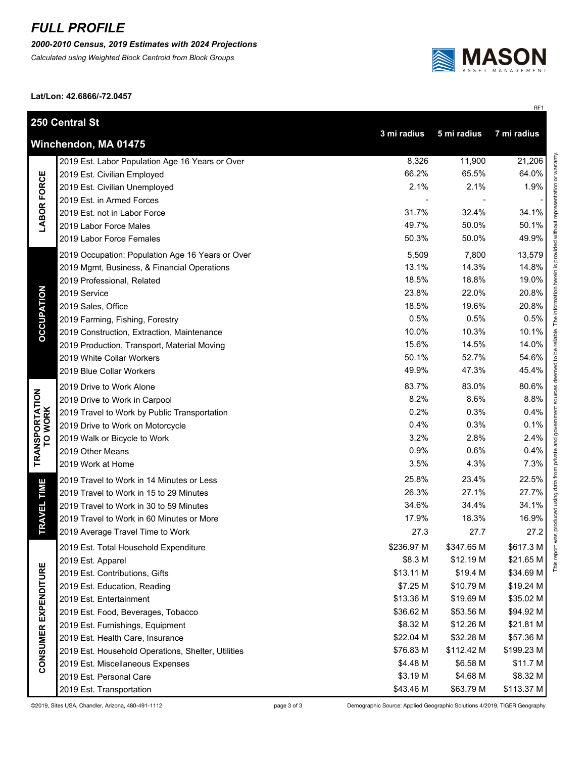# *FULL PROFILE*

***2000-2010 Census, 2019 Estimates with 2024 Projections***

*Calculated using Weighted Block Centroid from Block Groups*

**Lat/Lon: 42.6866/-72.0457**

RF1

**250 Central St**

**Winchendon, MA 01475**

| | | 3 mi radius | 5 mi radius | 7 mi radius |
|---|---|---|---|---|
| **LABOR FORCE** | 2019 Est. Labor Population Age 16 Years or Over | 8,326 | 11,900 | 21,206 |
| | 2019 Est. Civilian Employed | 66.2% | 65.5% | 64.0% |
| | 2019 Est. Civilian Unemployed | 2.1% | 2.1% | 1.9% |
| | 2019 Est. in Armed Forces | - | - | - |
| | 2019 Est. not in Labor Force | 31.7% | 32.4% | 34.1% |
| | 2019 Labor Force Males | 49.7% | 50.0% | 50.1% |
| | 2019 Labor Force Females | 50.3% | 50.0% | 49.9% |
| **OCCUPATION** | 2019 Occupation: Population Age 16 Years or Over | 5,509 | 7,800 | 13,579 |
| | 2019 Mgmt, Business, & Financial Operations | 13.1% | 14.3% | 14.8% |
| | 2019 Professional, Related | 18.5% | 18.8% | 19.0% |
| | 2019 Service | 23.8% | 22.0% | 20.8% |
| | 2019 Sales, Office | 18.5% | 19.6% | 20.8% |
| | 2019 Farming, Fishing, Forestry | 0.5% | 0.5% | 0.5% |
| | 2019 Construction, Extraction, Maintenance | 10.0% | 10.3% | 10.1% |
| | 2019 Production, Transport, Material Moving | 15.6% | 14.5% | 14.0% |
| | 2019 White Collar Workers | 50.1% | 52.7% | 54.6% |
| | 2019 Blue Collar Workers | 49.9% | 47.3% | 45.4% |
| **TRANSPORTATION TO WORK** | 2019 Drive to Work Alone | 83.7% | 83.0% | 80.6% |
| | 2019 Drive to Work in Carpool | 8.2% | 8.6% | 8.8% |
| | 2019 Travel to Work by Public Transportation | 0.2% | 0.3% | 0.4% |
| | 2019 Drive to Work on Motorcycle | 0.4% | 0.3% | 0.1% |
| | 2019 Walk or Bicycle to Work | 3.2% | 2.8% | 2.4% |
| | 2019 Other Means | 0.9% | 0.6% | 0.4% |
| | 2019 Work at Home | 3.5% | 4.3% | 7.3% |
| **TRAVEL TIME** | 2019 Travel to Work in 14 Minutes or Less | 25.8% | 23.4% | 22.5% |
| | 2019 Travel to Work in 15 to 29 Minutes | 26.3% | 27.1% | 27.7% |
| | 2019 Travel to Work in 30 to 59 Minutes | 34.6% | 34.4% | 34.1% |
| | 2019 Travel to Work in 60 Minutes or More | 17.9% | 18.3% | 16.9% |
| | 2019 Average Travel Time to Work | 27.3 | 27.7 | 27.2 |
| **CONSUMER EXPENDITURE** | 2019 Est. Total Household Expenditure | $236.97 M | $347.65 M | $617.3 M |
| | 2019 Est. Apparel | $8.3 M | $12.19 M | $21.65 M |
| | 2019 Est. Contributions, Gifts | $13.11 M | $19.4 M | $34.69 M |
| | 2019 Est. Education, Reading | $7.25 M | $10.79 M | $19.24 M |
| | 2019 Est. Entertainment | $13.36 M | $19.69 M | $35.02 M |
| | 2019 Est. Food, Beverages, Tobacco | $36.62 M | $53.56 M | $94.92 M |
| | 2019 Est. Furnishings, Equipment | $8.32 M | $12.26 M | $21.81 M |
| | 2019 Est. Health Care, Insurance | $22.04 M | $32.28 M | $57.36 M |
| | 2019 Est. Household Operations, Shelter, Utilities | $76.83 M | $112.42 M | $199.23 M |
| | 2019 Est. Miscellaneous Expenses | $4.48 M | $6.58 M | $11.7 M |
| | 2019 Est. Personal Care | $3.19 M | $4.68 M | $8.32 M |
| | 2019 Est. Transportation | $43.46 M | $63.79 M | $113.37 M |

This report was produced using data from private and government sources deemed to be reliable. The information herein is provided without representation or warranty.

©2019, Sites USA, Chandler, Arizona, 480-491-1112

Demographic Source: Applied Geographic Solutions 4/2019, TIGER Geography